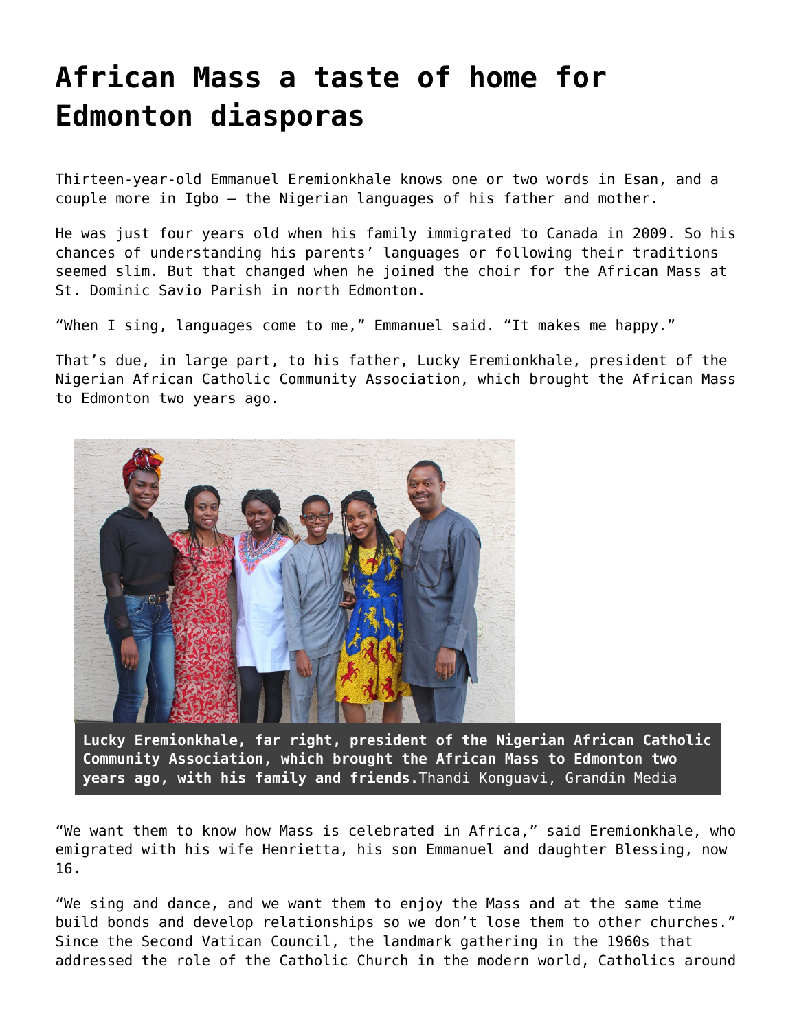# African Mass a taste of home for Edmonton diasporas

Thirteen-year-old Emmanuel Eremionkhale knows one or two words in Esan, and a couple more in Igbo – the Nigerian languages of his father and mother.

He was just four years old when his family immigrated to Canada in 2009. So his chances of understanding his parents' languages or following their traditions seemed slim. But that changed when he joined the choir for the African Mass at St. Dominic Savio Parish in north Edmonton.

"When I sing, languages come to me," Emmanuel said. "It makes me happy."

That's due, in large part, to his father, Lucky Eremionkhale, president of the Nigerian African Catholic Community Association, which brought the African Mass to Edmonton two years ago.

**Lucky Eremionkhale, far right, president of the Nigerian African Catholic Community Association, which brought the African Mass to Edmonton two years ago, with his family and friends.** Thandi Konguavi, Grandin Media

"We want them to know how Mass is celebrated in Africa," said Eremionkhale, who emigrated with his wife Henrietta, his son Emmanuel and daughter Blessing, now 16.

"We sing and dance, and we want them to enjoy the Mass and at the same time build bonds and develop relationships so we don't lose them to other churches." Since the Second Vatican Council, the landmark gathering in the 1960s that addressed the role of the Catholic Church in the modern world, Catholics around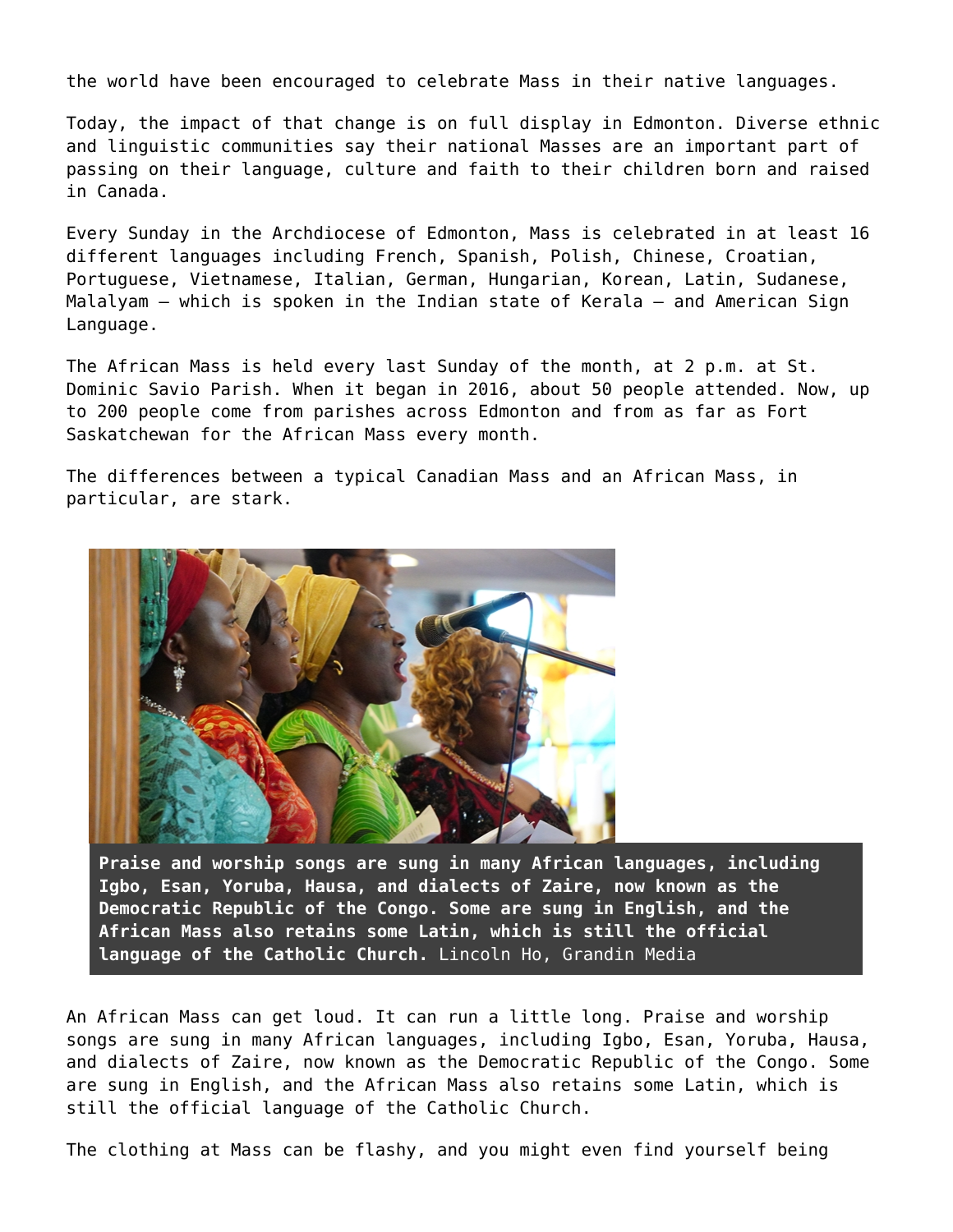the world have been encouraged to celebrate Mass in their native languages.

Today, the impact of that change is on full display in Edmonton. Diverse ethnic and linguistic communities say their national Masses are an important part of passing on their language, culture and faith to their children born and raised in Canada.

Every Sunday in the Archdiocese of Edmonton, Mass is celebrated in at least 16 different languages including French, Spanish, Polish, Chinese, Croatian, Portuguese, Vietnamese, Italian, German, Hungarian, Korean, Latin, Sudanese, Malalyam – which is spoken in the Indian state of Kerala – and American Sign Language.

The African Mass is held every last Sunday of the month, at 2 p.m. at St. Dominic Savio Parish. When it began in 2016, about 50 people attended. Now, up to 200 people come from parishes across Edmonton and from as far as Fort Saskatchewan for the African Mass every month.

The differences between a typical Canadian Mass and an African Mass, in particular, are stark.

**Praise and worship songs are sung in many African languages, including Igbo, Esan, Yoruba, Hausa, and dialects of Zaire, now known as the Democratic Republic of the Congo. Some are sung in English, and the African Mass also retains some Latin, which is still the official language of the Catholic Church.** Lincoln Ho, Grandin Media

An African Mass can get loud. It can run a little long. Praise and worship songs are sung in many African languages, including Igbo, Esan, Yoruba, Hausa, and dialects of Zaire, now known as the Democratic Republic of the Congo. Some are sung in English, and the African Mass also retains some Latin, which is still the official language of the Catholic Church.

The clothing at Mass can be flashy, and you might even find yourself being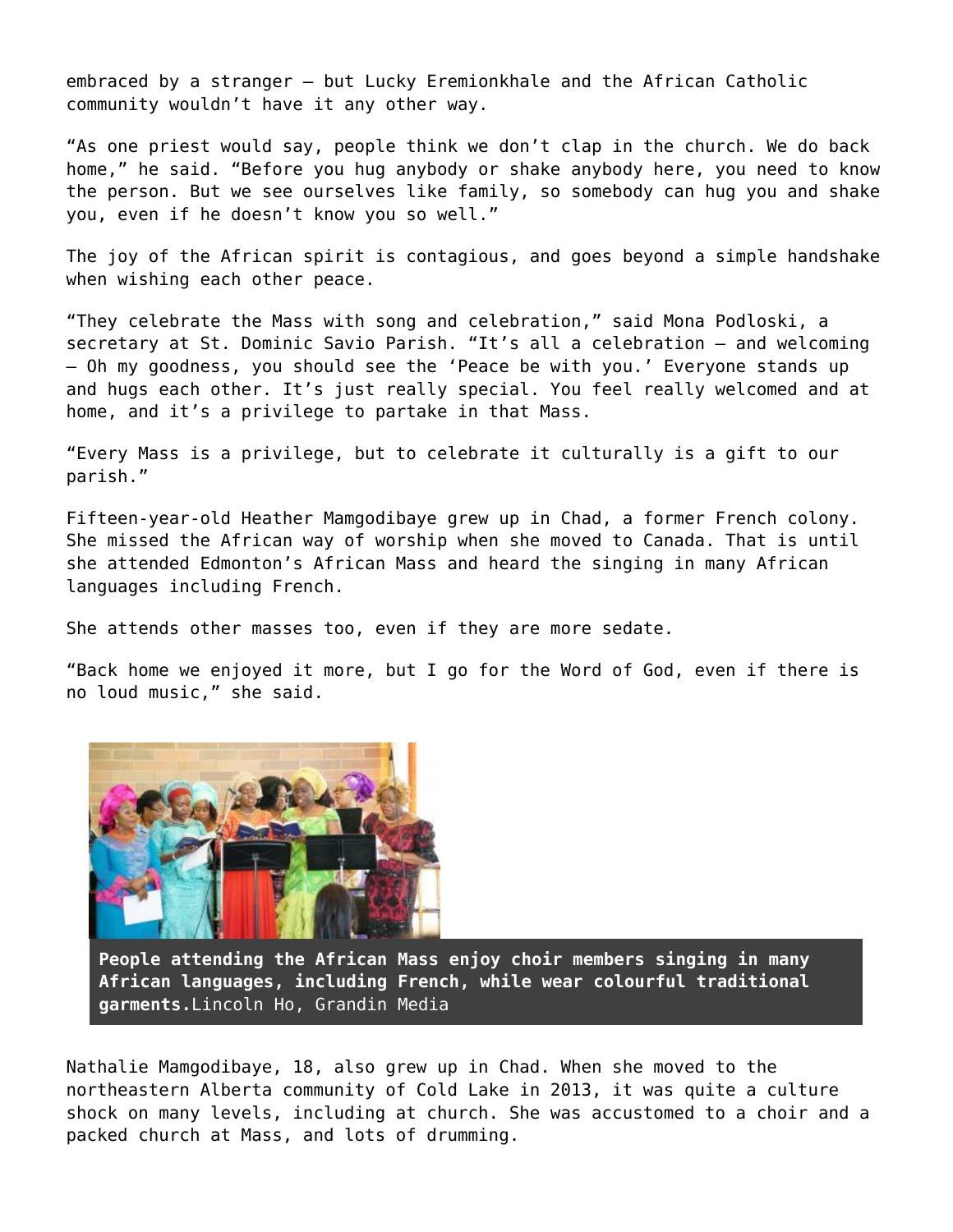embraced by a stranger – but Lucky Eremionkhale and the African Catholic community wouldn't have it any other way.

"As one priest would say, people think we don't clap in the church. We do back home," he said. "Before you hug anybody or shake anybody here, you need to know the person. But we see ourselves like family, so somebody can hug you and shake you, even if he doesn't know you so well."

The joy of the African spirit is contagious, and goes beyond a simple handshake when wishing each other peace.

"They celebrate the Mass with song and celebration," said Mona Podloski, a secretary at St. Dominic Savio Parish. "It's all a celebration – and welcoming – Oh my goodness, you should see the 'Peace be with you.' Everyone stands up and hugs each other. It's just really special. You feel really welcomed and at home, and it's a privilege to partake in that Mass.

"Every Mass is a privilege, but to celebrate it culturally is a gift to our parish."

Fifteen-year-old Heather Mamgodibaye grew up in Chad, a former French colony. She missed the African way of worship when she moved to Canada. That is until she attended Edmonton's African Mass and heard the singing in many African languages including French.

She attends other masses too, even if they are more sedate.

"Back home we enjoyed it more, but I go for the Word of God, even if there is no loud music," she said.

**People attending the African Mass enjoy choir members singing in many African languages, including French, while wear colourful traditional garments.** Lincoln Ho, Grandin Media

Nathalie Mamgodibaye, 18, also grew up in Chad. When she moved to the northeastern Alberta community of Cold Lake in 2013, it was quite a culture shock on many levels, including at church. She was accustomed to a choir and a packed church at Mass, and lots of drumming.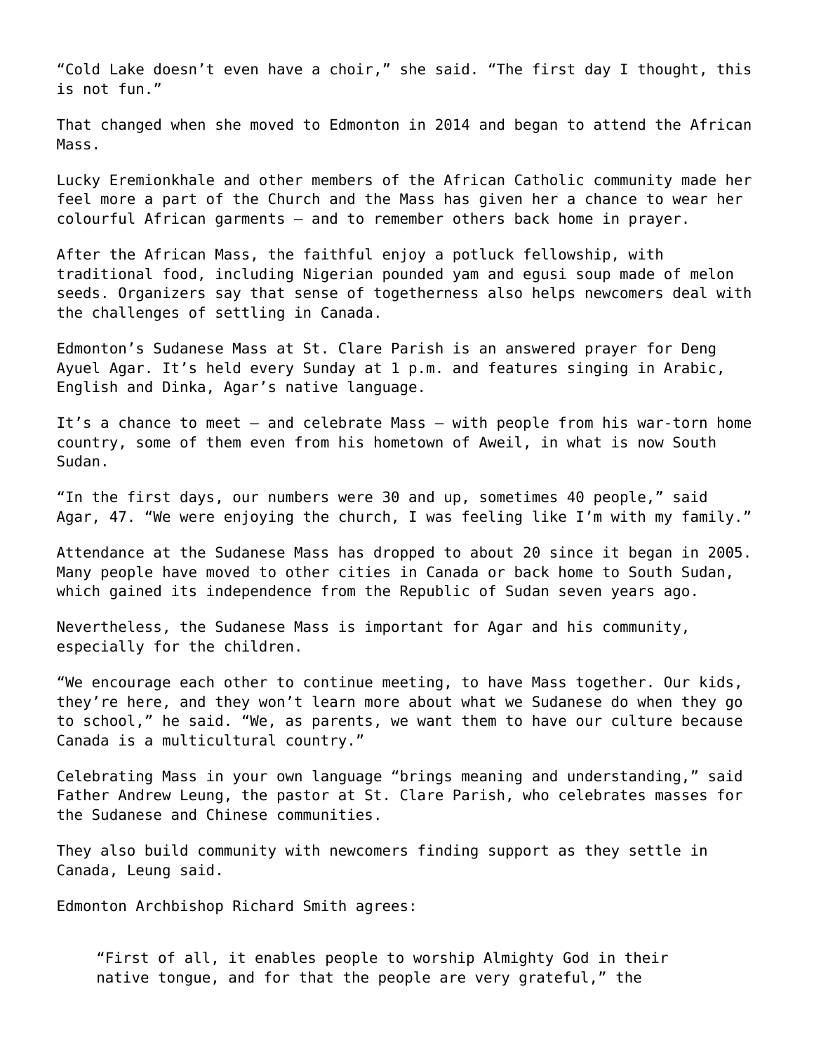“Cold Lake doesn’t even have a choir,” she said. “The first day I thought, this is not fun.”

That changed when she moved to Edmonton in 2014 and began to attend the African Mass.

Lucky Eremionkhale and other members of the African Catholic community made her feel more a part of the Church and the Mass has given her a chance to wear her colourful African garments – and to remember others back home in prayer.

After the African Mass, the faithful enjoy a potluck fellowship, with traditional food, including Nigerian pounded yam and egusi soup made of melon seeds. Organizers say that sense of togetherness also helps newcomers deal with the challenges of settling in Canada.

Edmonton’s Sudanese Mass at St. Clare Parish is an answered prayer for Deng Ayuel Agar. It’s held every Sunday at 1 p.m. and features singing in Arabic, English and Dinka, Agar’s native language.

It’s a chance to meet – and celebrate Mass – with people from his war-torn home country, some of them even from his hometown of Aweil, in what is now South Sudan.

“In the first days, our numbers were 30 and up, sometimes 40 people,” said Agar, 47. “We were enjoying the church, I was feeling like I’m with my family.”

Attendance at the Sudanese Mass has dropped to about 20 since it began in 2005. Many people have moved to other cities in Canada or back home to South Sudan, which gained its independence from the Republic of Sudan seven years ago.

Nevertheless, the Sudanese Mass is important for Agar and his community, especially for the children.

“We encourage each other to continue meeting, to have Mass together. Our kids, they’re here, and they won’t learn more about what we Sudanese do when they go to school,” he said. “We, as parents, we want them to have our culture because Canada is a multicultural country.”

Celebrating Mass in your own language “brings meaning and understanding,” said Father Andrew Leung, the pastor at St. Clare Parish, who celebrates masses for the Sudanese and Chinese communities.

They also build community with newcomers finding support as they settle in Canada, Leung said.

Edmonton Archbishop Richard Smith agrees:

> “First of all, it enables people to worship Almighty God in their native tongue, and for that the people are very grateful,” the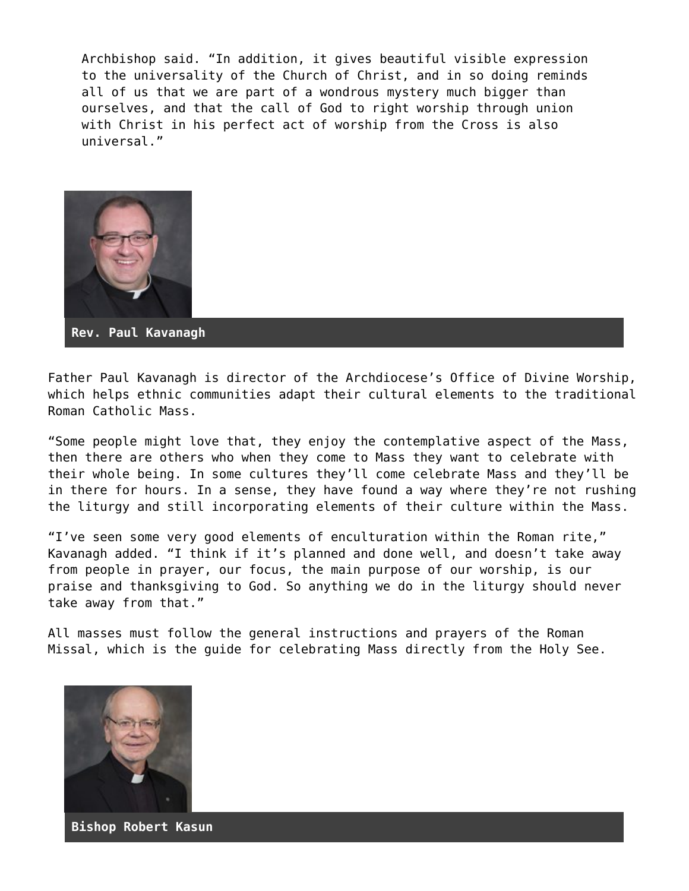Archbishop said. “In addition, it gives beautiful visible expression to the universality of the Church of Christ, and in so doing reminds all of us that we are part of a wondrous mystery much bigger than ourselves, and that the call of God to right worship through union with Christ in his perfect act of worship from the Cross is also universal.”

**Rev. Paul Kavanagh**

Father Paul Kavanagh is director of the Archdiocese’s Office of Divine Worship, which helps ethnic communities adapt their cultural elements to the traditional Roman Catholic Mass.

“Some people might love that, they enjoy the contemplative aspect of the Mass, then there are others who when they come to Mass they want to celebrate with their whole being. In some cultures they’ll come celebrate Mass and they’ll be in there for hours. In a sense, they have found a way where they’re not rushing the liturgy and still incorporating elements of their culture within the Mass.

“I’ve seen some very good elements of enculturation within the Roman rite,” Kavanagh added. “I think if it’s planned and done well, and doesn’t take away from people in prayer, our focus, the main purpose of our worship, is our praise and thanksgiving to God. So anything we do in the liturgy should never take away from that.”

All masses must follow the general instructions and prayers of the Roman Missal, which is the guide for celebrating Mass directly from the Holy See.

**Bishop Robert Kasun**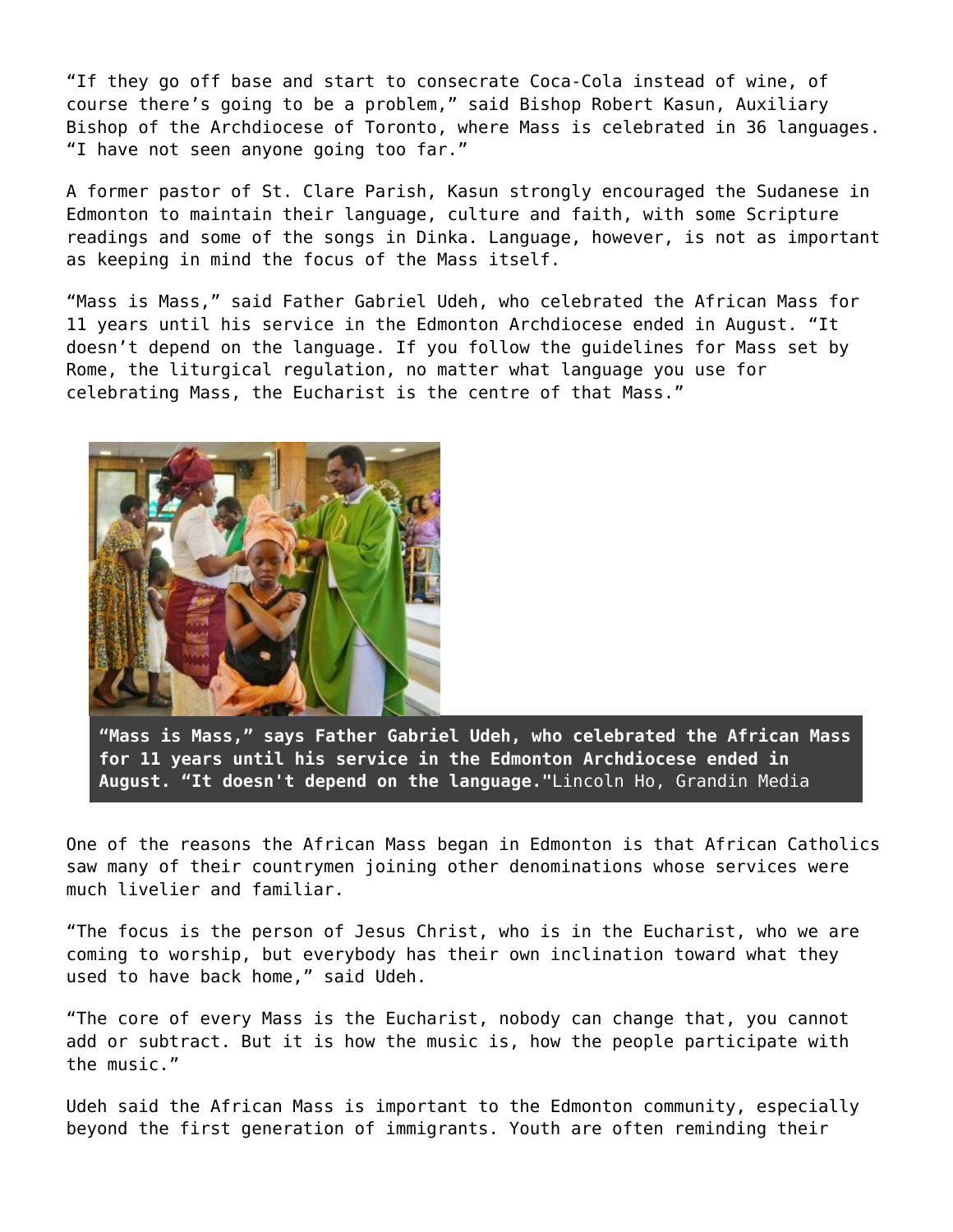"If they go off base and start to consecrate Coca-Cola instead of wine, of course there's going to be a problem," said Bishop Robert Kasun, Auxiliary Bishop of the Archdiocese of Toronto, where Mass is celebrated in 36 languages. "I have not seen anyone going too far."

A former pastor of St. Clare Parish, Kasun strongly encouraged the Sudanese in Edmonton to maintain their language, culture and faith, with some Scripture readings and some of the songs in Dinka. Language, however, is not as important as keeping in mind the focus of the Mass itself.

"Mass is Mass," said Father Gabriel Udeh, who celebrated the African Mass for 11 years until his service in the Edmonton Archdiocese ended in August. "It doesn't depend on the language. If you follow the guidelines for Mass set by Rome, the liturgical regulation, no matter what language you use for celebrating Mass, the Eucharist is the centre of that Mass."

**"Mass is Mass," says Father Gabriel Udeh, who celebrated the African Mass for 11 years until his service in the Edmonton Archdiocese ended in August. "It doesn't depend on the language."** Lincoln Ho, Grandin Media

One of the reasons the African Mass began in Edmonton is that African Catholics saw many of their countrymen joining other denominations whose services were much livelier and familiar.

"The focus is the person of Jesus Christ, who is in the Eucharist, who we are coming to worship, but everybody has their own inclination toward what they used to have back home," said Udeh.

"The core of every Mass is the Eucharist, nobody can change that, you cannot add or subtract. But it is how the music is, how the people participate with the music."

Udeh said the African Mass is important to the Edmonton community, especially beyond the first generation of immigrants. Youth are often reminding their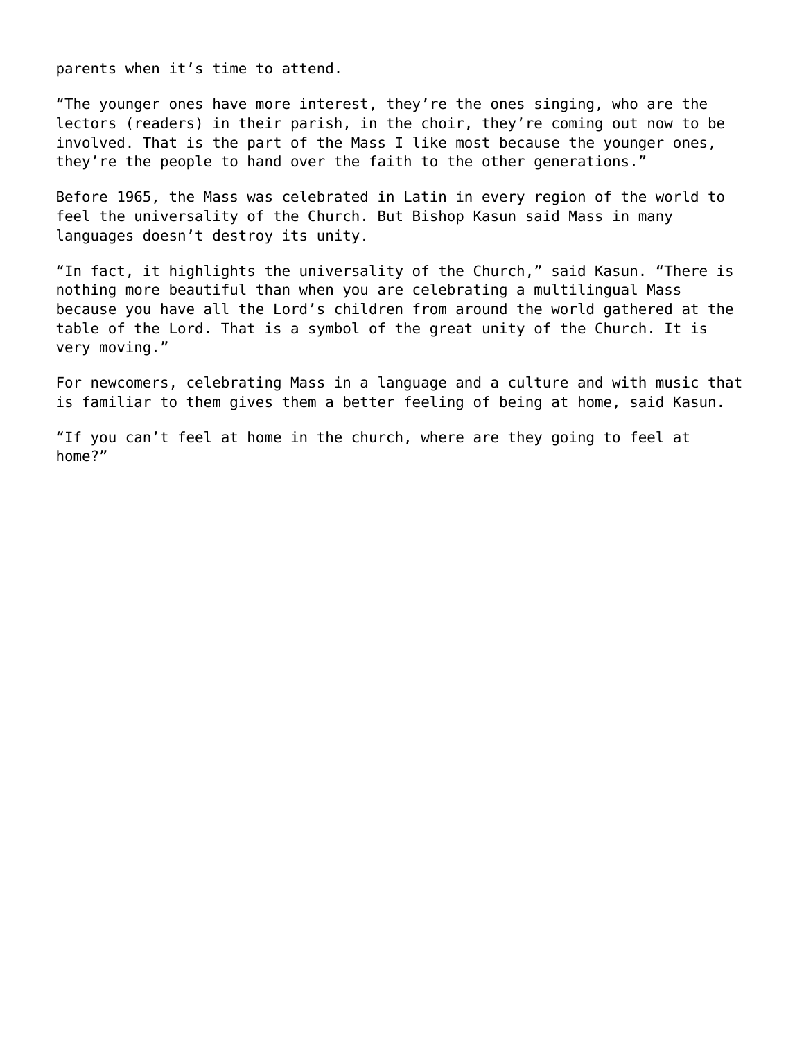parents when it’s time to attend.

“The younger ones have more interest, they’re the ones singing, who are the lectors (readers) in their parish, in the choir, they’re coming out now to be involved. That is the part of the Mass I like most because the younger ones, they’re the people to hand over the faith to the other generations.”

Before 1965, the Mass was celebrated in Latin in every region of the world to feel the universality of the Church. But Bishop Kasun said Mass in many languages doesn’t destroy its unity.

“In fact, it highlights the universality of the Church,” said Kasun. “There is nothing more beautiful than when you are celebrating a multilingual Mass because you have all the Lord’s children from around the world gathered at the table of the Lord. That is a symbol of the great unity of the Church. It is very moving.”

For newcomers, celebrating Mass in a language and a culture and with music that is familiar to them gives them a better feeling of being at home, said Kasun.

“If you can’t feel at home in the church, where are they going to feel at home?”